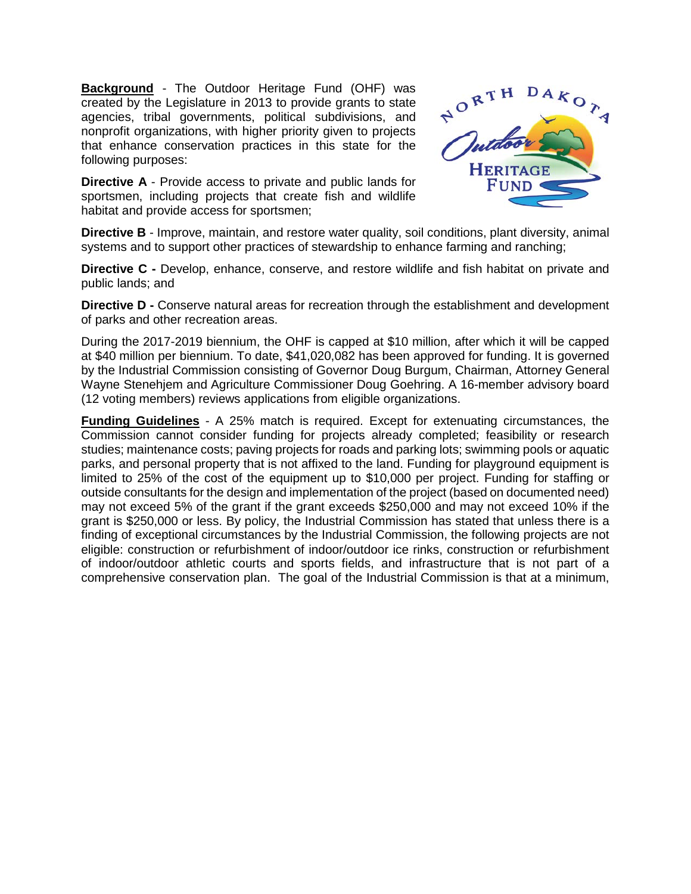**Background** - The Outdoor Heritage Fund (OHF) was created by the Legislature in 2013 to provide grants to state agencies, tribal governments, political subdivisions, and nonprofit organizations, with higher priority given to projects that enhance conservation practices in this state for the following purposes:

**Directive A** - Provide access to private and public lands for sportsmen, including projects that create fish and wildlife habitat and provide access for sportsmen;

**Directive B** - Improve, maintain, and restore water quality, soil conditions, plant diversity, animal systems and to support other practices of stewardship to enhance farming and ranching;

**Directive C -** Develop, enhance, conserve, and restore wildlife and fish habitat on private and public lands; and

**Directive D -** Conserve natural areas for recreation through the establishment and development of parks and other recreation areas.

During the 2017-2019 biennium, the OHF is capped at $10 million, after which it will be capped at $40 million per biennium. To date, $41,020,082 has been approved for funding. It is governed by the Industrial Commission consisting of Governor Doug Burgum, Chairman, Attorney General Wayne Stenehjem and Agriculture Commissioner Doug Goehring. A 16-member advisory board (12 voting members) reviews applications from eligible organizations.

**Funding Guidelines** - A 25% match is required. Except for extenuating circumstances, the Commission cannot consider funding for projects already completed; feasibility or research studies; maintenance costs; paving projects for roads and parking lots; swimming pools or aquatic parks, and personal property that is not affixed to the land. Funding for playground equipment is limited to 25% of the cost of the equipment up to $10,000 per project. Funding for staffing or outside consultants for the design and implementation of the project (based on documented need) may not exceed 5% of the grant if the grant exceeds $250,000 and may not exceed 10% if the grant is $250,000 or less. By policy, the Industrial Commission has stated that unless there is a finding of exceptional circumstances by the Industrial Commission, the following projects are not eligible: construction or refurbishment of indoor/outdoor ice rinks, construction or refurbishment of indoor/outdoor athletic courts and sports fields, and infrastructure that is not part of a comprehensive conservation plan. The goal of the Industrial Commission is that at a minimum,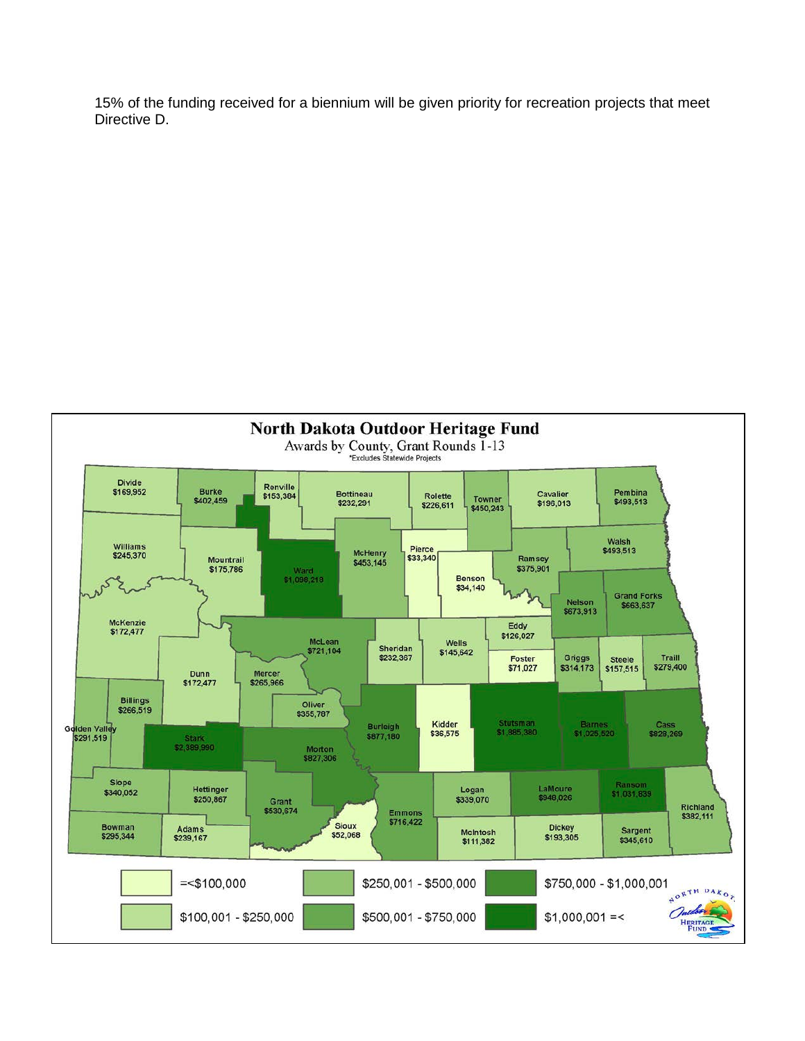15% of the funding received for a biennium will be given priority for recreation projects that meet Directive D.

**North Dakota Outdoor Heritage Fund**

Awards by County, Grant Rounds 1-13

*Excludes Statewide Projects

| County | Award |
|---|---|
| Divide | $169,952 |
| Burke | $402,459 |
| Renville | $153,384 |
| Bottineau | $232,291 |
| Rolette | $226,611 |
| Towner | $450,243 |
| Cavalier | $196,013 |
| Pembina | $493,513 |
| Williams | $245,370 |
| Mountrail | $175,786 |
| Ward | $1,098,218 |
| McHenry | $453,145 |
| Pierce | $33,340 |
| Benson | $34,140 |
| Ramsey | $375,901 |
| Walsh | $493,513 |
| Nelson | $673,913 |
| Grand Forks | $663,637 |
| McKenzie | $172,477 |
| McLean | $721,104 |
| Sheridan | $232,367 |
| Wells | $145,642 |
| Eddy | $126,027 |
| Foster | $71,027 |
| Griggs | $314,173 |
| Steele | $157,515 |
| Traill | $279,400 |
| Dunn | $172,477 |
| Mercer | $265,966 |
| Billings | $266,519 |
| Oliver | $355,787 |
| Golden Valley | $291,519 |
| Stark | $2,389,990 |
| Morton | $827,306 |
| Burleigh | $877,180 |
| Kidder | $36,575 |
| Stutsman | $1,885,380 |
| Barnes | $1,025,520 |
| Cass | $828,269 |
| Slope | $340,052 |
| Hettinger | $250,867 |
| Grant | $530,674 |
| Sioux | $52,068 |
| Emmons | $716,422 |
| Logan | $339,070 |
| LaMoure | $948,026 |
| Ransom | $1,031,839 |
| Richland | $382,111 |
| Bowman | $295,344 |
| Adams | $239,167 |
| McIntosh | $111,382 |
| Dickey | $193,305 |
| Sargent | $345,610 |

Legend: =<$100,000; $100,001 - $250,000; $250,001 - $500,000; $500,001 - $750,000; $750,000 - $1,000,001; $1,000,001 =<

North Dakota Outdoor Heritage Fund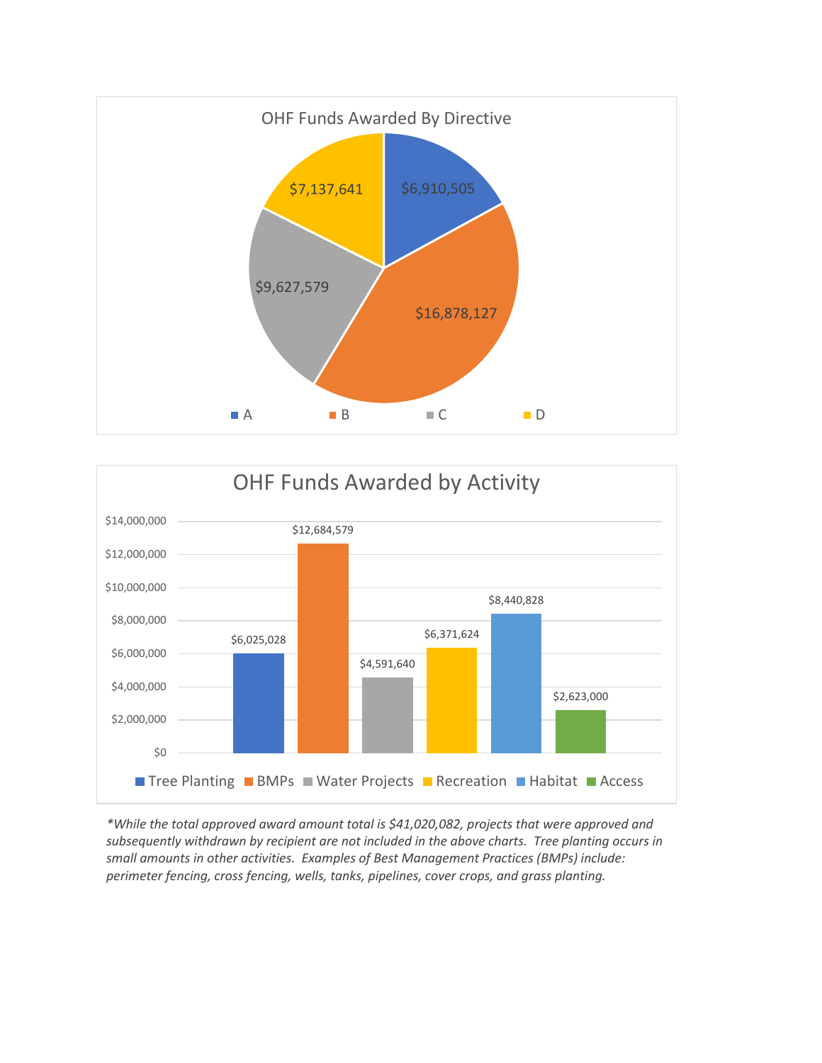OHF Funds Awarded By Directive

$6,910,505

$16,878,127

$9,627,579

$7,137,641

A B C D

OHF Funds Awarded by Activity

$14,000,000
$12,000,000
$10,000,000
$8,000,000
$6,000,000
$4,000,000
$2,000,000
$0

$6,025,028
$12,684,579
$4,591,640
$6,371,624
$8,440,828
$2,623,000

Tree Planting BMPs Water Projects Recreation Habitat Access

*\*While the total approved award amount total is $41,020,082, projects that were approved and subsequently withdrawn by recipient are not included in the above charts. Tree planting occurs in small amounts in other activities. Examples of Best Management Practices (BMPs) include: perimeter fencing, cross fencing, wells, tanks, pipelines, cover crops, and grass planting.*